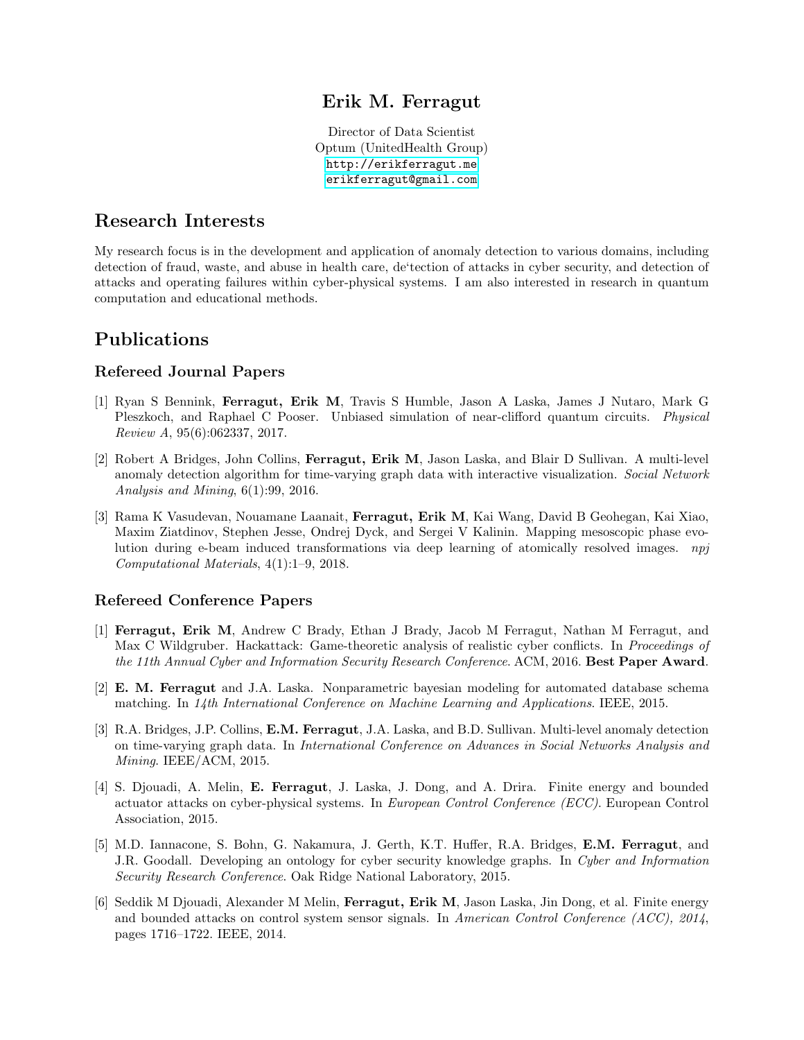# Erik M. Ferragut

Director of Data Scientist
Optum (UnitedHealth Group)
http://erikferragut.me
erikferragut@gmail.com

## Research Interests

My research focus is in the development and application of anomaly detection to various domains, including detection of fraud, waste, and abuse in health care, de'tection of attacks in cyber security, and detection of attacks and operating failures within cyber-physical systems. I am also interested in research in quantum computation and educational methods.

## Publications

### Refereed Journal Papers

[1] Ryan S Bennink, **Ferragut, Erik M**, Travis S Humble, Jason A Laska, James J Nutaro, Mark G Pleszkoch, and Raphael C Pooser. Unbiased simulation of near-clifford quantum circuits. *Physical Review A*, 95(6):062337, 2017.

[2] Robert A Bridges, John Collins, **Ferragut, Erik M**, Jason Laska, and Blair D Sullivan. A multi-level anomaly detection algorithm for time-varying graph data with interactive visualization. *Social Network Analysis and Mining*, 6(1):99, 2016.

[3] Rama K Vasudevan, Nouamane Laanait, **Ferragut, Erik M**, Kai Wang, David B Geohegan, Kai Xiao, Maxim Ziatdinov, Stephen Jesse, Ondrej Dyck, and Sergei V Kalinin. Mapping mesoscopic phase evolution during e-beam induced transformations via deep learning of atomically resolved images. *npj Computational Materials*, 4(1):1–9, 2018.

### Refereed Conference Papers

[1] **Ferragut, Erik M**, Andrew C Brady, Ethan J Brady, Jacob M Ferragut, Nathan M Ferragut, and Max C Wildgruber. Hackattack: Game-theoretic analysis of realistic cyber conflicts. In *Proceedings of the 11th Annual Cyber and Information Security Research Conference*. ACM, 2016. **Best Paper Award**.

[2] **E. M. Ferragut** and J.A. Laska. Nonparametric bayesian modeling for automated database schema matching. In *14th International Conference on Machine Learning and Applications*. IEEE, 2015.

[3] R.A. Bridges, J.P. Collins, **E.M. Ferragut**, J.A. Laska, and B.D. Sullivan. Multi-level anomaly detection on time-varying graph data. In *International Conference on Advances in Social Networks Analysis and Mining*. IEEE/ACM, 2015.

[4] S. Djouadi, A. Melin, **E. Ferragut**, J. Laska, J. Dong, and A. Drira. Finite energy and bounded actuator attacks on cyber-physical systems. In *European Control Conference (ECC)*. European Control Association, 2015.

[5] M.D. Iannacone, S. Bohn, G. Nakamura, J. Gerth, K.T. Huffer, R.A. Bridges, **E.M. Ferragut**, and J.R. Goodall. Developing an ontology for cyber security knowledge graphs. In *Cyber and Information Security Research Conference*. Oak Ridge National Laboratory, 2015.

[6] Seddik M Djouadi, Alexander M Melin, **Ferragut, Erik M**, Jason Laska, Jin Dong, et al. Finite energy and bounded attacks on control system sensor signals. In *American Control Conference (ACC), 2014*, pages 1716–1722. IEEE, 2014.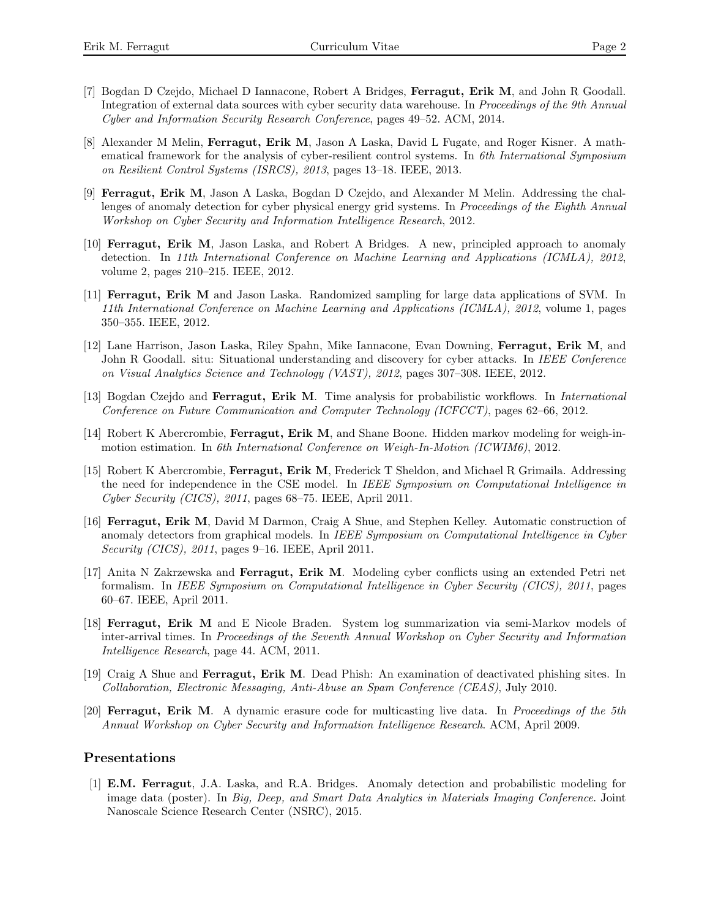[7] Bogdan D Czejdo, Michael D Iannacone, Robert A Bridges, **Ferragut, Erik M**, and John R Goodall. Integration of external data sources with cyber security data warehouse. In *Proceedings of the 9th Annual Cyber and Information Security Research Conference*, pages 49–52. ACM, 2014.

[8] Alexander M Melin, **Ferragut, Erik M**, Jason A Laska, David L Fugate, and Roger Kisner. A mathematical framework for the analysis of cyber-resilient control systems. In *6th International Symposium on Resilient Control Systems (ISRCS), 2013*, pages 13–18. IEEE, 2013.

[9] **Ferragut, Erik M**, Jason A Laska, Bogdan D Czejdo, and Alexander M Melin. Addressing the challenges of anomaly detection for cyber physical energy grid systems. In *Proceedings of the Eighth Annual Workshop on Cyber Security and Information Intelligence Research*, 2012.

[10] **Ferragut, Erik M**, Jason Laska, and Robert A Bridges. A new, principled approach to anomaly detection. In *11th International Conference on Machine Learning and Applications (ICMLA), 2012*, volume 2, pages 210–215. IEEE, 2012.

[11] **Ferragut, Erik M** and Jason Laska. Randomized sampling for large data applications of SVM. In *11th International Conference on Machine Learning and Applications (ICMLA), 2012*, volume 1, pages 350–355. IEEE, 2012.

[12] Lane Harrison, Jason Laska, Riley Spahn, Mike Iannacone, Evan Downing, **Ferragut, Erik M**, and John R Goodall. situ: Situational understanding and discovery for cyber attacks. In *IEEE Conference on Visual Analytics Science and Technology (VAST), 2012*, pages 307–308. IEEE, 2012.

[13] Bogdan Czejdo and **Ferragut, Erik M**. Time analysis for probabilistic workflows. In *International Conference on Future Communication and Computer Technology (ICFCCT)*, pages 62–66, 2012.

[14] Robert K Abercrombie, **Ferragut, Erik M**, and Shane Boone. Hidden markov modeling for weigh-in-motion estimation. In *6th International Conference on Weigh-In-Motion (ICWIM6)*, 2012.

[15] Robert K Abercrombie, **Ferragut, Erik M**, Frederick T Sheldon, and Michael R Grimaila. Addressing the need for independence in the CSE model. In *IEEE Symposium on Computational Intelligence in Cyber Security (CICS), 2011*, pages 68–75. IEEE, April 2011.

[16] **Ferragut, Erik M**, David M Darmon, Craig A Shue, and Stephen Kelley. Automatic construction of anomaly detectors from graphical models. In *IEEE Symposium on Computational Intelligence in Cyber Security (CICS), 2011*, pages 9–16. IEEE, April 2011.

[17] Anita N Zakrzewska and **Ferragut, Erik M**. Modeling cyber conflicts using an extended Petri net formalism. In *IEEE Symposium on Computational Intelligence in Cyber Security (CICS), 2011*, pages 60–67. IEEE, April 2011.

[18] **Ferragut, Erik M** and E Nicole Braden. System log summarization via semi-Markov models of inter-arrival times. In *Proceedings of the Seventh Annual Workshop on Cyber Security and Information Intelligence Research*, page 44. ACM, 2011.

[19] Craig A Shue and **Ferragut, Erik M**. Dead Phish: An examination of deactivated phishing sites. In *Collaboration, Electronic Messaging, Anti-Abuse an Spam Conference (CEAS)*, July 2010.

[20] **Ferragut, Erik M**. A dynamic erasure code for multicasting live data. In *Proceedings of the 5th Annual Workshop on Cyber Security and Information Intelligence Research*. ACM, April 2009.

## Presentations

[1] **E.M. Ferragut**, J.A. Laska, and R.A. Bridges. Anomaly detection and probabilistic modeling for image data (poster). In *Big, Deep, and Smart Data Analytics in Materials Imaging Conference*. Joint Nanoscale Science Research Center (NSRC), 2015.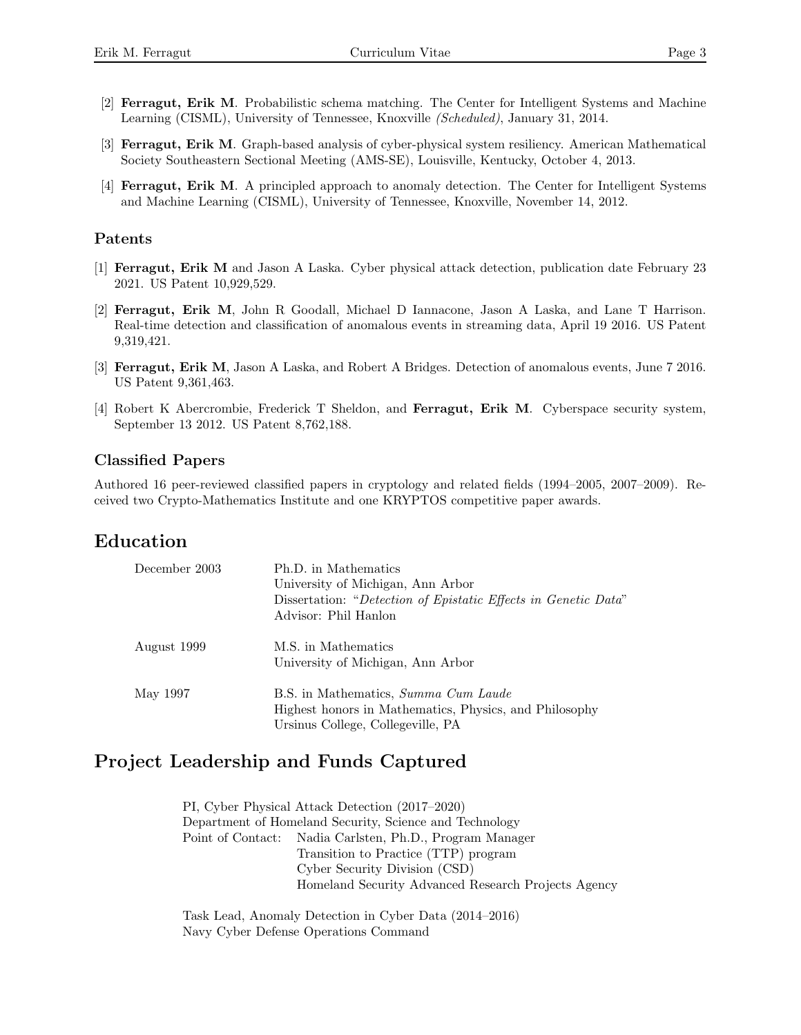[2] **Ferragut, Erik M**. Probabilistic schema matching. The Center for Intelligent Systems and Machine Learning (CISML), University of Tennessee, Knoxville *(Scheduled)*, January 31, 2014.

[3] **Ferragut, Erik M**. Graph-based analysis of cyber-physical system resiliency. American Mathematical Society Southeastern Sectional Meeting (AMS-SE), Louisville, Kentucky, October 4, 2013.

[4] **Ferragut, Erik M**. A principled approach to anomaly detection. The Center for Intelligent Systems and Machine Learning (CISML), University of Tennessee, Knoxville, November 14, 2012.

### Patents

[1] **Ferragut, Erik M** and Jason A Laska. Cyber physical attack detection, publication date February 23 2021. US Patent 10,929,529.

[2] **Ferragut, Erik M**, John R Goodall, Michael D Iannacone, Jason A Laska, and Lane T Harrison. Real-time detection and classification of anomalous events in streaming data, April 19 2016. US Patent 9,319,421.

[3] **Ferragut, Erik M**, Jason A Laska, and Robert A Bridges. Detection of anomalous events, June 7 2016. US Patent 9,361,463.

[4] Robert K Abercrombie, Frederick T Sheldon, and **Ferragut, Erik M**. Cyberspace security system, September 13 2012. US Patent 8,762,188.

### Classified Papers

Authored 16 peer-reviewed classified papers in cryptology and related fields (1994–2005, 2007–2009). Received two Crypto-Mathematics Institute and one KRYPTOS competitive paper awards.

## Education

| | |
|---|---|
| December 2003 | Ph.D. in Mathematics<br>University of Michigan, Ann Arbor<br>Dissertation: "*Detection of Epistatic Effects in Genetic Data*"<br>Advisor: Phil Hanlon |
| August 1999 | M.S. in Mathematics<br>University of Michigan, Ann Arbor |
| May 1997 | B.S. in Mathematics, *Summa Cum Laude*<br>Highest honors in Mathematics, Physics, and Philosophy<br>Ursinus College, Collegeville, PA |

## Project Leadership and Funds Captured

PI, Cyber Physical Attack Detection (2017–2020)
Department of Homeland Security, Science and Technology
Point of Contact: Nadia Carlsten, Ph.D., Program Manager
Transition to Practice (TTP) program
Cyber Security Division (CSD)
Homeland Security Advanced Research Projects Agency

Task Lead, Anomaly Detection in Cyber Data (2014–2016)
Navy Cyber Defense Operations Command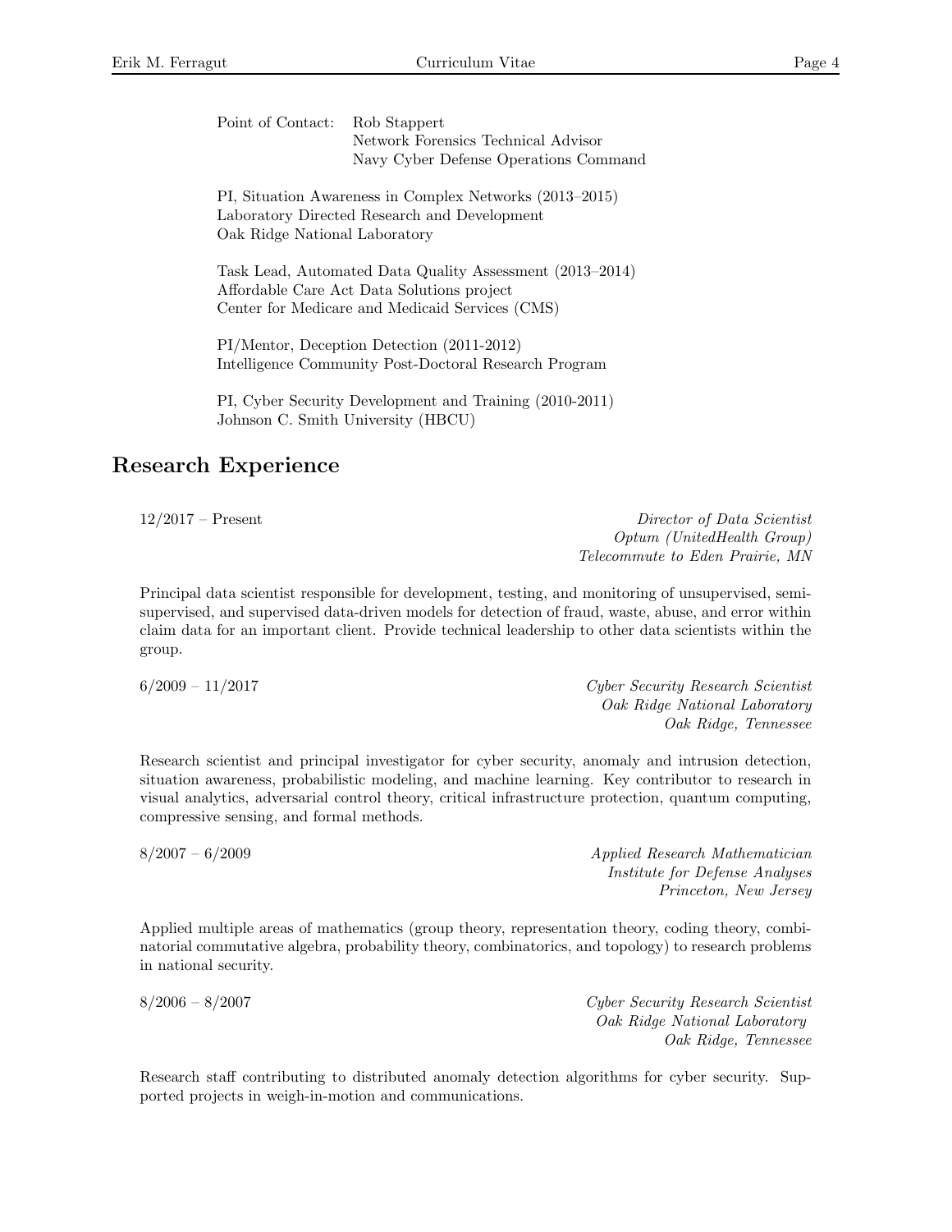Point of Contact: Rob Stappert
Network Forensics Technical Advisor
Navy Cyber Defense Operations Command

PI, Situation Awareness in Complex Networks (2013–2015)
Laboratory Directed Research and Development
Oak Ridge National Laboratory

Task Lead, Automated Data Quality Assessment (2013–2014)
Affordable Care Act Data Solutions project
Center for Medicare and Medicaid Services (CMS)

PI/Mentor, Deception Detection (2011-2012)
Intelligence Community Post-Doctoral Research Program

PI, Cyber Security Development and Training (2010-2011)
Johnson C. Smith University (HBCU)

# Research Experience

12/2017 – Present
*Director of Data Scientist*
*Optum (UnitedHealth Group)*
*Telecommute to Eden Prairie, MN*

Principal data scientist responsible for development, testing, and monitoring of unsupervised, semi-supervised, and supervised data-driven models for detection of fraud, waste, abuse, and error within claim data for an important client. Provide technical leadership to other data scientists within the group.

6/2009 – 11/2017
*Cyber Security Research Scientist*
*Oak Ridge National Laboratory*
*Oak Ridge, Tennessee*

Research scientist and principal investigator for cyber security, anomaly and intrusion detection, situation awareness, probabilistic modeling, and machine learning. Key contributor to research in visual analytics, adversarial control theory, critical infrastructure protection, quantum computing, compressive sensing, and formal methods.

8/2007 – 6/2009
*Applied Research Mathematician*
*Institute for Defense Analyses*
*Princeton, New Jersey*

Applied multiple areas of mathematics (group theory, representation theory, coding theory, combinatorial commutative algebra, probability theory, combinatorics, and topology) to research problems in national security.

8/2006 – 8/2007
*Cyber Security Research Scientist*
*Oak Ridge National Laboratory*
*Oak Ridge, Tennessee*

Research staff contributing to distributed anomaly detection algorithms for cyber security. Supported projects in weigh-in-motion and communications.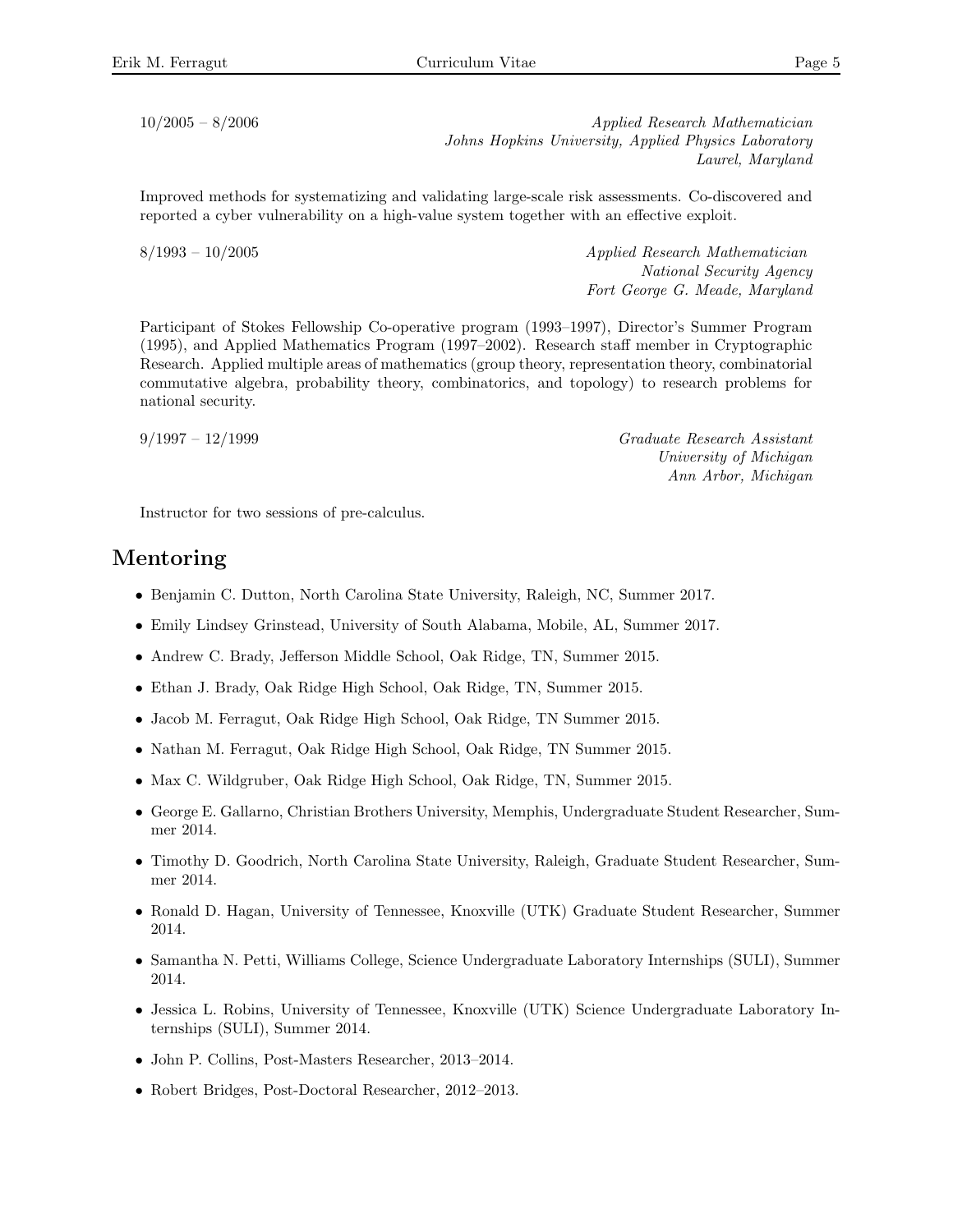10/2005 – 8/2006

*Applied Research Mathematician*
*Johns Hopkins University, Applied Physics Laboratory*
*Laurel, Maryland*

Improved methods for systematizing and validating large-scale risk assessments. Co-discovered and reported a cyber vulnerability on a high-value system together with an effective exploit.

8/1993 – 10/2005

*Applied Research Mathematician*
*National Security Agency*
*Fort George G. Meade, Maryland*

Participant of Stokes Fellowship Co-operative program (1993–1997), Director's Summer Program (1995), and Applied Mathematics Program (1997–2002). Research staff member in Cryptographic Research. Applied multiple areas of mathematics (group theory, representation theory, combinatorial commutative algebra, probability theory, combinatorics, and topology) to research problems for national security.

9/1997 – 12/1999

*Graduate Research Assistant*
*University of Michigan*
*Ann Arbor, Michigan*

Instructor for two sessions of pre-calculus.

## Mentoring

- Benjamin C. Dutton, North Carolina State University, Raleigh, NC, Summer 2017.
- Emily Lindsey Grinstead, University of South Alabama, Mobile, AL, Summer 2017.
- Andrew C. Brady, Jefferson Middle School, Oak Ridge, TN, Summer 2015.
- Ethan J. Brady, Oak Ridge High School, Oak Ridge, TN, Summer 2015.
- Jacob M. Ferragut, Oak Ridge High School, Oak Ridge, TN Summer 2015.
- Nathan M. Ferragut, Oak Ridge High School, Oak Ridge, TN Summer 2015.
- Max C. Wildgruber, Oak Ridge High School, Oak Ridge, TN, Summer 2015.
- George E. Gallarno, Christian Brothers University, Memphis, Undergraduate Student Researcher, Summer 2014.
- Timothy D. Goodrich, North Carolina State University, Raleigh, Graduate Student Researcher, Summer 2014.
- Ronald D. Hagan, University of Tennessee, Knoxville (UTK) Graduate Student Researcher, Summer 2014.
- Samantha N. Petti, Williams College, Science Undergraduate Laboratory Internships (SULI), Summer 2014.
- Jessica L. Robins, University of Tennessee, Knoxville (UTK) Science Undergraduate Laboratory Internships (SULI), Summer 2014.
- John P. Collins, Post-Masters Researcher, 2013–2014.
- Robert Bridges, Post-Doctoral Researcher, 2012–2013.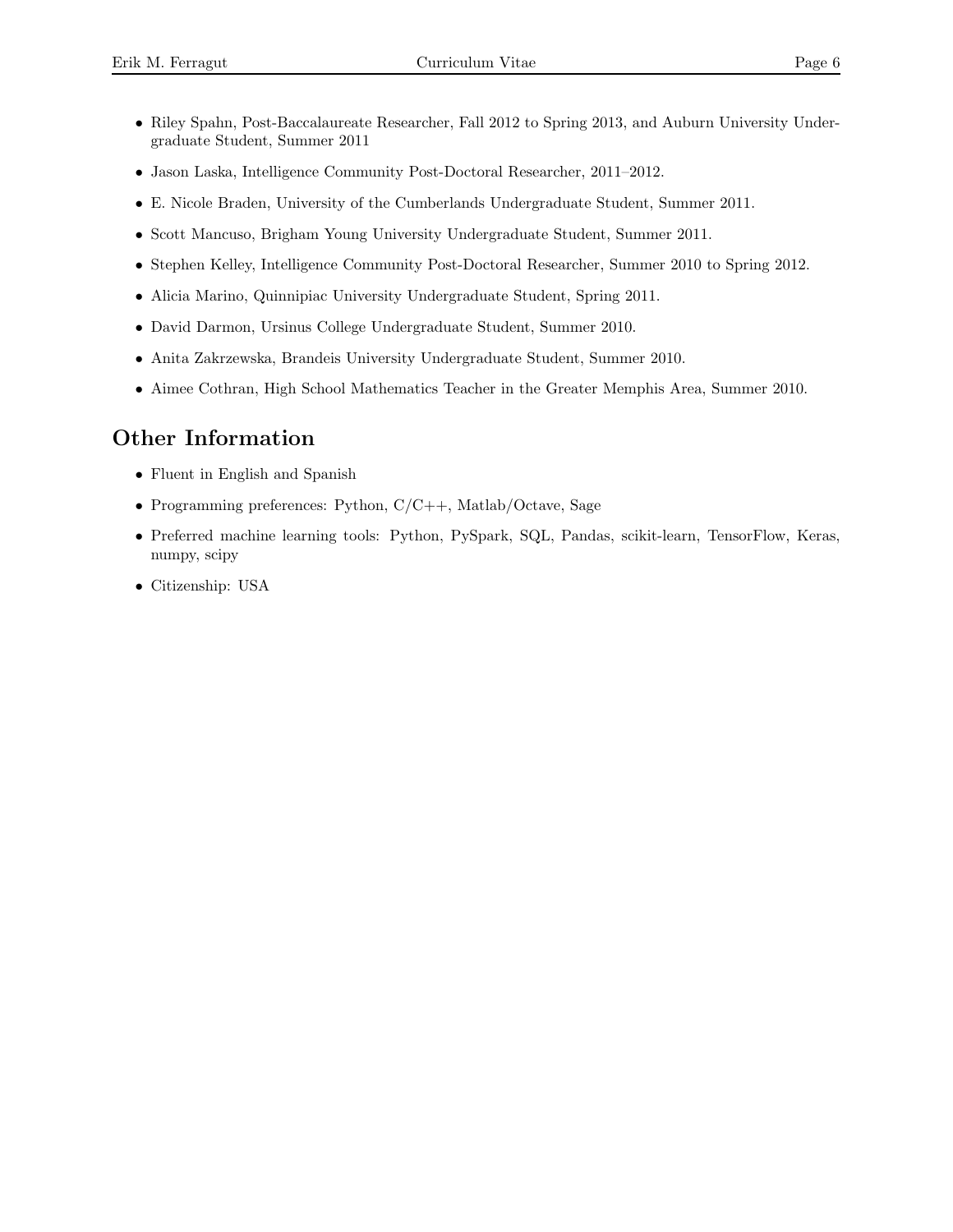- Riley Spahn, Post-Baccalaureate Researcher, Fall 2012 to Spring 2013, and Auburn University Undergraduate Student, Summer 2011
- Jason Laska, Intelligence Community Post-Doctoral Researcher, 2011–2012.
- E. Nicole Braden, University of the Cumberlands Undergraduate Student, Summer 2011.
- Scott Mancuso, Brigham Young University Undergraduate Student, Summer 2011.
- Stephen Kelley, Intelligence Community Post-Doctoral Researcher, Summer 2010 to Spring 2012.
- Alicia Marino, Quinnipiac University Undergraduate Student, Spring 2011.
- David Darmon, Ursinus College Undergraduate Student, Summer 2010.
- Anita Zakrzewska, Brandeis University Undergraduate Student, Summer 2010.
- Aimee Cothran, High School Mathematics Teacher in the Greater Memphis Area, Summer 2010.

## Other Information

- Fluent in English and Spanish
- Programming preferences: Python, C/C++, Matlab/Octave, Sage
- Preferred machine learning tools: Python, PySpark, SQL, Pandas, scikit-learn, TensorFlow, Keras, numpy, scipy
- Citizenship: USA